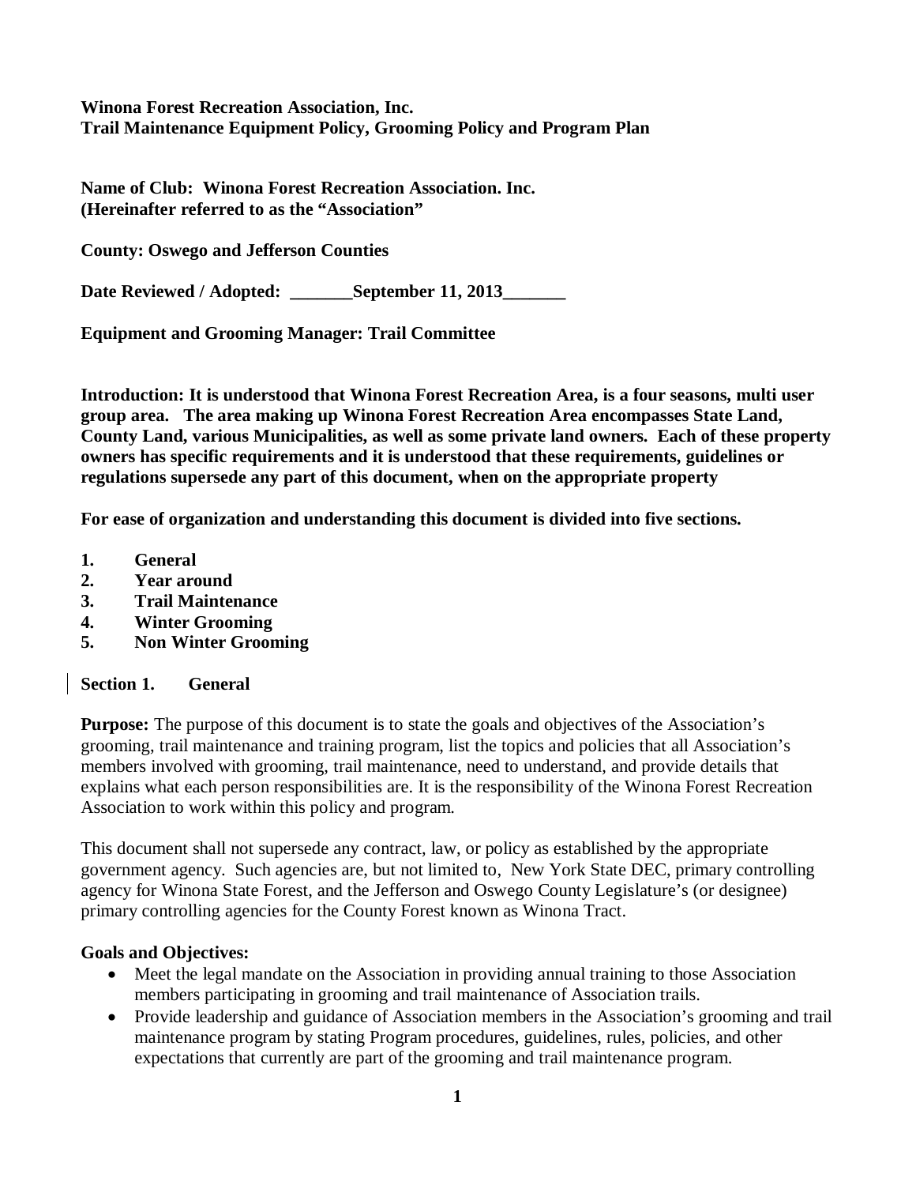**Winona Forest Recreation Association, Inc.**
**Trail Maintenance Equipment Policy, Grooming Policy and Program Plan**

**Name of Club: Winona Forest Recreation Association. Inc.**
**(Hereinafter referred to as the "Association"**

**County: Oswego and Jefferson Counties**

**Date Reviewed / Adopted: _______September 11, 2013_______**

**Equipment and Grooming Manager: Trail Committee**

**Introduction: It is understood that Winona Forest Recreation Area, is a four seasons, multi user group area. The area making up Winona Forest Recreation Area encompasses State Land, County Land, various Municipalities, as well as some private land owners. Each of these property owners has specific requirements and it is understood that these requirements, guidelines or regulations supersede any part of this document, when on the appropriate property**

**For ease of organization and understanding this document is divided into five sections.**

1. **General**
2. **Year around**
3. **Trail Maintenance**
4. **Winter Grooming**
5. **Non Winter Grooming**

## Section 1. General

**Purpose:** The purpose of this document is to state the goals and objectives of the Association's grooming, trail maintenance and training program, list the topics and policies that all Association's members involved with grooming, trail maintenance, need to understand, and provide details that explains what each person responsibilities are. It is the responsibility of the Winona Forest Recreation Association to work within this policy and program.

This document shall not supersede any contract, law, or policy as established by the appropriate government agency. Such agencies are, but not limited to, New York State DEC, primary controlling agency for Winona State Forest, and the Jefferson and Oswego County Legislature's (or designee) primary controlling agencies for the County Forest known as Winona Tract.

**Goals and Objectives:**

- Meet the legal mandate on the Association in providing annual training to those Association members participating in grooming and trail maintenance of Association trails.
- Provide leadership and guidance of Association members in the Association's grooming and trail maintenance program by stating Program procedures, guidelines, rules, policies, and other expectations that currently are part of the grooming and trail maintenance program.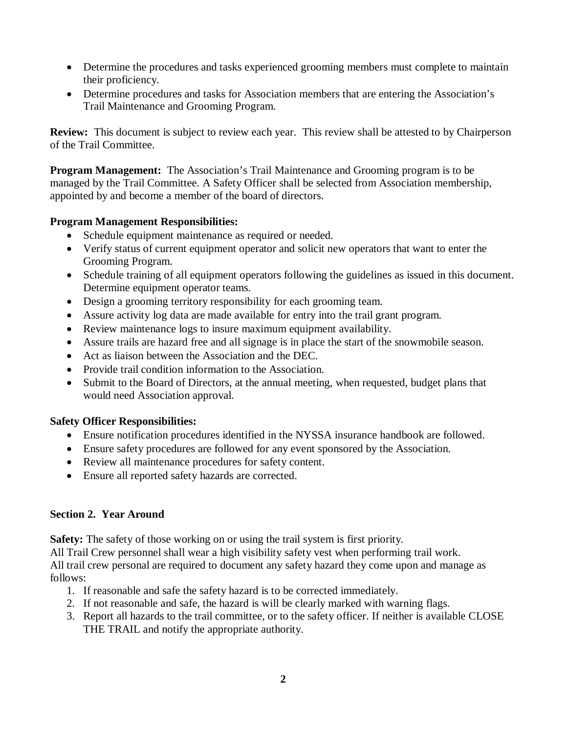- Determine the procedures and tasks experienced grooming members must complete to maintain their proficiency.
- Determine procedures and tasks for Association members that are entering the Association's Trail Maintenance and Grooming Program.

**Review:** This document is subject to review each year. This review shall be attested to by Chairperson of the Trail Committee.

**Program Management:** The Association's Trail Maintenance and Grooming program is to be managed by the Trail Committee. A Safety Officer shall be selected from Association membership, appointed by and become a member of the board of directors.

**Program Management Responsibilities:**

- Schedule equipment maintenance as required or needed.
- Verify status of current equipment operator and solicit new operators that want to enter the Grooming Program.
- Schedule training of all equipment operators following the guidelines as issued in this document. Determine equipment operator teams.
- Design a grooming territory responsibility for each grooming team.
- Assure activity log data are made available for entry into the trail grant program.
- Review maintenance logs to insure maximum equipment availability.
- Assure trails are hazard free and all signage is in place the start of the snowmobile season.
- Act as liaison between the Association and the DEC.
- Provide trail condition information to the Association.
- Submit to the Board of Directors, at the annual meeting, when requested, budget plans that would need Association approval.

**Safety Officer Responsibilities:**

- Ensure notification procedures identified in the NYSSA insurance handbook are followed.
- Ensure safety procedures are followed for any event sponsored by the Association.
- Review all maintenance procedures for safety content.
- Ensure all reported safety hazards are corrected.

## Section 2. Year Around

**Safety:** The safety of those working on or using the trail system is first priority.
All Trail Crew personnel shall wear a high visibility safety vest when performing trail work.
All trail crew personal are required to document any safety hazard they come upon and manage as follows:

1. If reasonable and safe the safety hazard is to be corrected immediately.
2. If not reasonable and safe, the hazard is will be clearly marked with warning flags.
3. Report all hazards to the trail committee, or to the safety officer. If neither is available CLOSE THE TRAIL and notify the appropriate authority.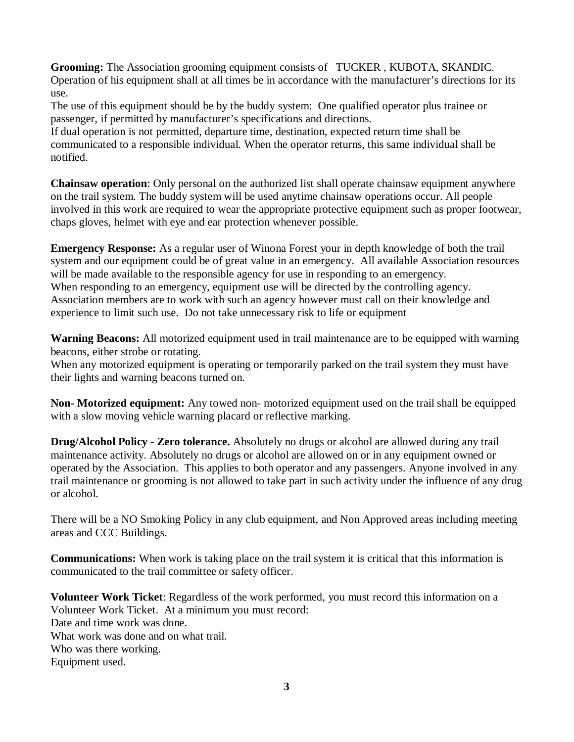**Grooming:** The Association grooming equipment consists of TUCKER , KUBOTA, SKANDIC. Operation of his equipment shall at all times be in accordance with the manufacturer's directions for its use.
The use of this equipment should be by the buddy system: One qualified operator plus trainee or passenger, if permitted by manufacturer's specifications and directions.
If dual operation is not permitted, departure time, destination, expected return time shall be communicated to a responsible individual. When the operator returns, this same individual shall be notified.

**Chainsaw operation**: Only personal on the authorized list shall operate chainsaw equipment anywhere on the trail system. The buddy system will be used anytime chainsaw operations occur. All people involved in this work are required to wear the appropriate protective equipment such as proper footwear, chaps gloves, helmet with eye and ear protection whenever possible.

**Emergency Response:** As a regular user of Winona Forest your in depth knowledge of both the trail system and our equipment could be of great value in an emergency. All available Association resources will be made available to the responsible agency for use in responding to an emergency.
When responding to an emergency, equipment use will be directed by the controlling agency. Association members are to work with such an agency however must call on their knowledge and experience to limit such use. Do not take unnecessary risk to life or equipment

**Warning Beacons:** All motorized equipment used in trail maintenance are to be equipped with warning beacons, either strobe or rotating.
When any motorized equipment is operating or temporarily parked on the trail system they must have their lights and warning beacons turned on.

**Non- Motorized equipment:** Any towed non- motorized equipment used on the trail shall be equipped with a slow moving vehicle warning placard or reflective marking.

**Drug/Alcohol Policy - Zero tolerance.** Absolutely no drugs or alcohol are allowed during any trail maintenance activity. Absolutely no drugs or alcohol are allowed on or in any equipment owned or operated by the Association. This applies to both operator and any passengers. Anyone involved in any trail maintenance or grooming is not allowed to take part in such activity under the influence of any drug or alcohol.

There will be a NO Smoking Policy in any club equipment, and Non Approved areas including meeting areas and CCC Buildings.

**Communications:** When work is taking place on the trail system it is critical that this information is communicated to the trail committee or safety officer.

**Volunteer Work Ticket**: Regardless of the work performed, you must record this information on a Volunteer Work Ticket. At a minimum you must record:
Date and time work was done.
What work was done and on what trail.
Who was there working.
Equipment used.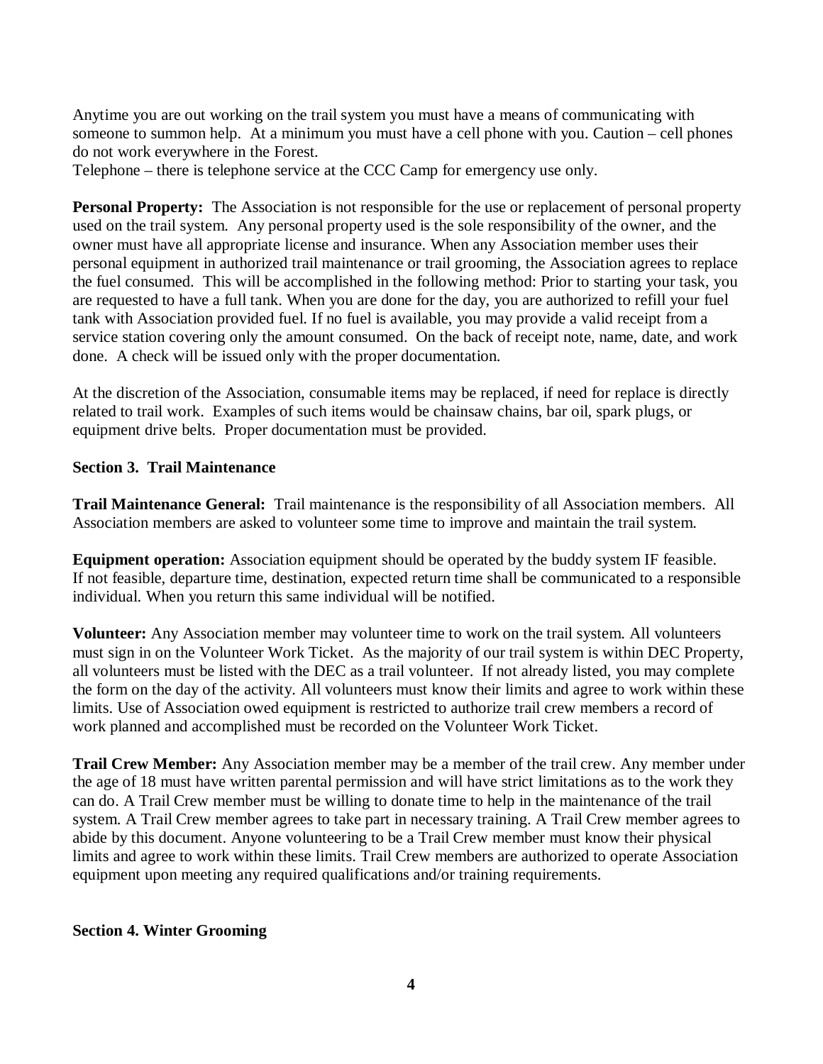Anytime you are out working on the trail system you must have a means of communicating with someone to summon help. At a minimum you must have a cell phone with you. Caution – cell phones do not work everywhere in the Forest.
Telephone – there is telephone service at the CCC Camp for emergency use only.

**Personal Property:** The Association is not responsible for the use or replacement of personal property used on the trail system. Any personal property used is the sole responsibility of the owner, and the owner must have all appropriate license and insurance. When any Association member uses their personal equipment in authorized trail maintenance or trail grooming, the Association agrees to replace the fuel consumed. This will be accomplished in the following method: Prior to starting your task, you are requested to have a full tank. When you are done for the day, you are authorized to refill your fuel tank with Association provided fuel. If no fuel is available, you may provide a valid receipt from a service station covering only the amount consumed. On the back of receipt note, name, date, and work done. A check will be issued only with the proper documentation.

At the discretion of the Association, consumable items may be replaced, if need for replace is directly related to trail work. Examples of such items would be chainsaw chains, bar oil, spark plugs, or equipment drive belts. Proper documentation must be provided.

### Section 3. Trail Maintenance

**Trail Maintenance General:** Trail maintenance is the responsibility of all Association members. All Association members are asked to volunteer some time to improve and maintain the trail system.

**Equipment operation:** Association equipment should be operated by the buddy system IF feasible. If not feasible, departure time, destination, expected return time shall be communicated to a responsible individual. When you return this same individual will be notified.

**Volunteer:** Any Association member may volunteer time to work on the trail system. All volunteers must sign in on the Volunteer Work Ticket. As the majority of our trail system is within DEC Property, all volunteers must be listed with the DEC as a trail volunteer. If not already listed, you may complete the form on the day of the activity. All volunteers must know their limits and agree to work within these limits. Use of Association owed equipment is restricted to authorize trail crew members a record of work planned and accomplished must be recorded on the Volunteer Work Ticket.

**Trail Crew Member:** Any Association member may be a member of the trail crew. Any member under the age of 18 must have written parental permission and will have strict limitations as to the work they can do. A Trail Crew member must be willing to donate time to help in the maintenance of the trail system. A Trail Crew member agrees to take part in necessary training. A Trail Crew member agrees to abide by this document. Anyone volunteering to be a Trail Crew member must know their physical limits and agree to work within these limits. Trail Crew members are authorized to operate Association equipment upon meeting any required qualifications and/or training requirements.

### Section 4. Winter Grooming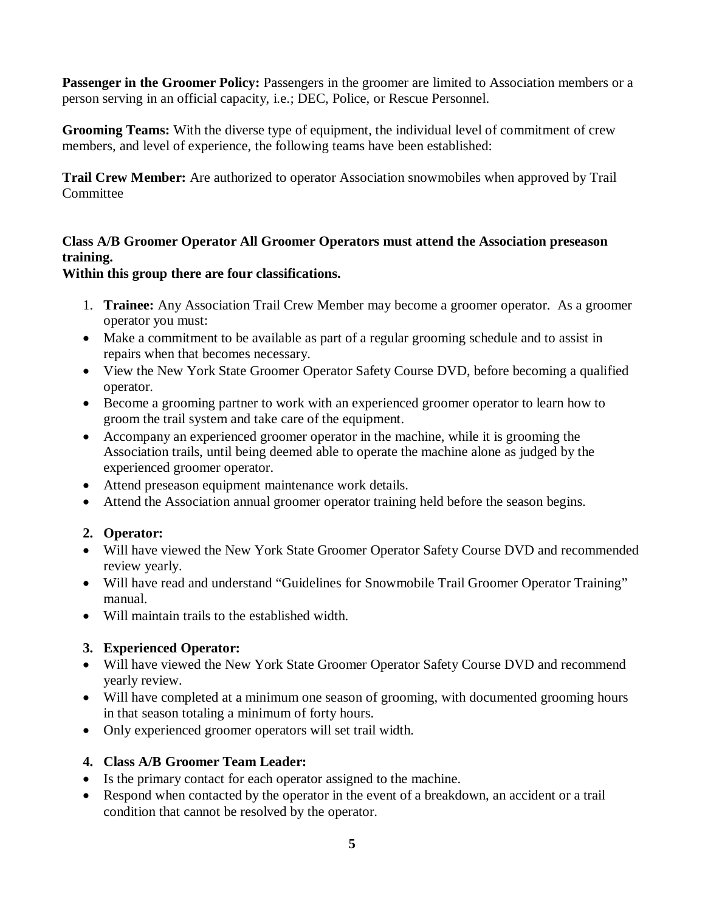**Passenger in the Groomer Policy:** Passengers in the groomer are limited to Association members or a person serving in an official capacity, i.e.; DEC, Police, or Rescue Personnel.

**Grooming Teams:** With the diverse type of equipment, the individual level of commitment of crew members, and level of experience, the following teams have been established:

**Trail Crew Member:** Are authorized to operator Association snowmobiles when approved by Trail Committee

**Class A/B Groomer Operator All Groomer Operators must attend the Association preseason training.**
**Within this group there are four classifications.**

1. **Trainee:** Any Association Trail Crew Member may become a groomer operator. As a groomer operator you must:

- Make a commitment to be available as part of a regular grooming schedule and to assist in repairs when that becomes necessary.
- View the New York State Groomer Operator Safety Course DVD, before becoming a qualified operator.
- Become a grooming partner to work with an experienced groomer operator to learn how to groom the trail system and take care of the equipment.
- Accompany an experienced groomer operator in the machine, while it is grooming the Association trails, until being deemed able to operate the machine alone as judged by the experienced groomer operator.
- Attend preseason equipment maintenance work details.
- Attend the Association annual groomer operator training held before the season begins.

2. **Operator:**

- Will have viewed the New York State Groomer Operator Safety Course DVD and recommended review yearly.
- Will have read and understand "Guidelines for Snowmobile Trail Groomer Operator Training" manual.
- Will maintain trails to the established width.

3. **Experienced Operator:**

- Will have viewed the New York State Groomer Operator Safety Course DVD and recommend yearly review.
- Will have completed at a minimum one season of grooming, with documented grooming hours in that season totaling a minimum of forty hours.
- Only experienced groomer operators will set trail width.

4. **Class A/B Groomer Team Leader:**

- Is the primary contact for each operator assigned to the machine.
- Respond when contacted by the operator in the event of a breakdown, an accident or a trail condition that cannot be resolved by the operator.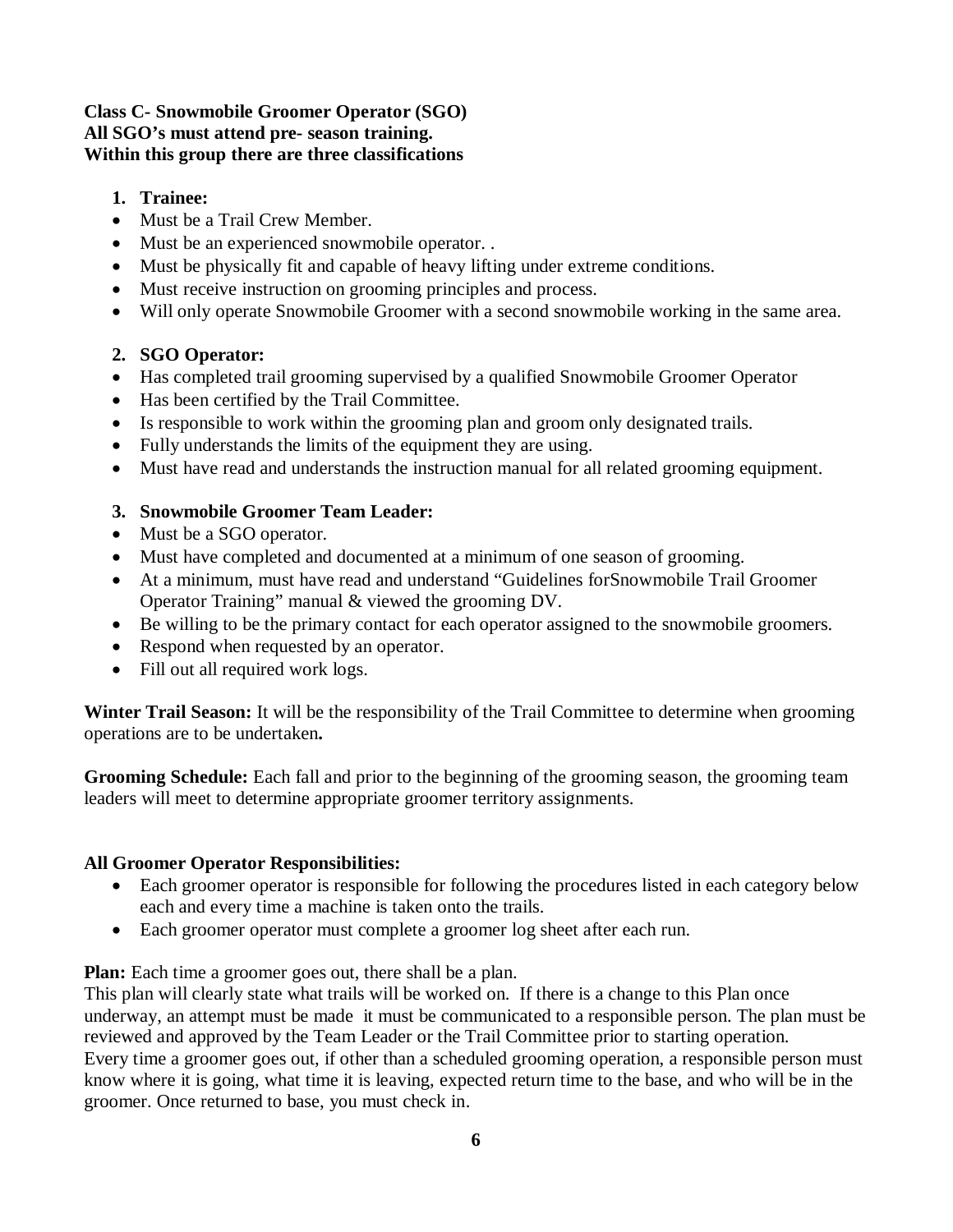**Class C- Snowmobile Groomer Operator (SGO)**
**All SGO's must attend pre- season training.**
**Within this group there are three classifications**

1. **Trainee:**

- Must be a Trail Crew Member.
- Must be an experienced snowmobile operator. .
- Must be physically fit and capable of heavy lifting under extreme conditions.
- Must receive instruction on grooming principles and process.
- Will only operate Snowmobile Groomer with a second snowmobile working in the same area.

2. **SGO Operator:**

- Has completed trail grooming supervised by a qualified Snowmobile Groomer Operator
- Has been certified by the Trail Committee.
- Is responsible to work within the grooming plan and groom only designated trails.
- Fully understands the limits of the equipment they are using.
- Must have read and understands the instruction manual for all related grooming equipment.

3. **Snowmobile Groomer Team Leader:**

- Must be a SGO operator.
- Must have completed and documented at a minimum of one season of grooming.
- At a minimum, must have read and understand "Guidelines forSnowmobile Trail Groomer Operator Training" manual & viewed the grooming DV.
- Be willing to be the primary contact for each operator assigned to the snowmobile groomers.
- Respond when requested by an operator.
- Fill out all required work logs.

**Winter Trail Season:** It will be the responsibility of the Trail Committee to determine when grooming operations are to be undertaken**.**

**Grooming Schedule:** Each fall and prior to the beginning of the grooming season, the grooming team leaders will meet to determine appropriate groomer territory assignments.

**All Groomer Operator Responsibilities:**

- Each groomer operator is responsible for following the procedures listed in each category below each and every time a machine is taken onto the trails.
- Each groomer operator must complete a groomer log sheet after each run.

**Plan:** Each time a groomer goes out, there shall be a plan.
This plan will clearly state what trails will be worked on. If there is a change to this Plan once underway, an attempt must be made it must be communicated to a responsible person. The plan must be reviewed and approved by the Team Leader or the Trail Committee prior to starting operation.
Every time a groomer goes out, if other than a scheduled grooming operation, a responsible person must know where it is going, what time it is leaving, expected return time to the base, and who will be in the groomer. Once returned to base, you must check in.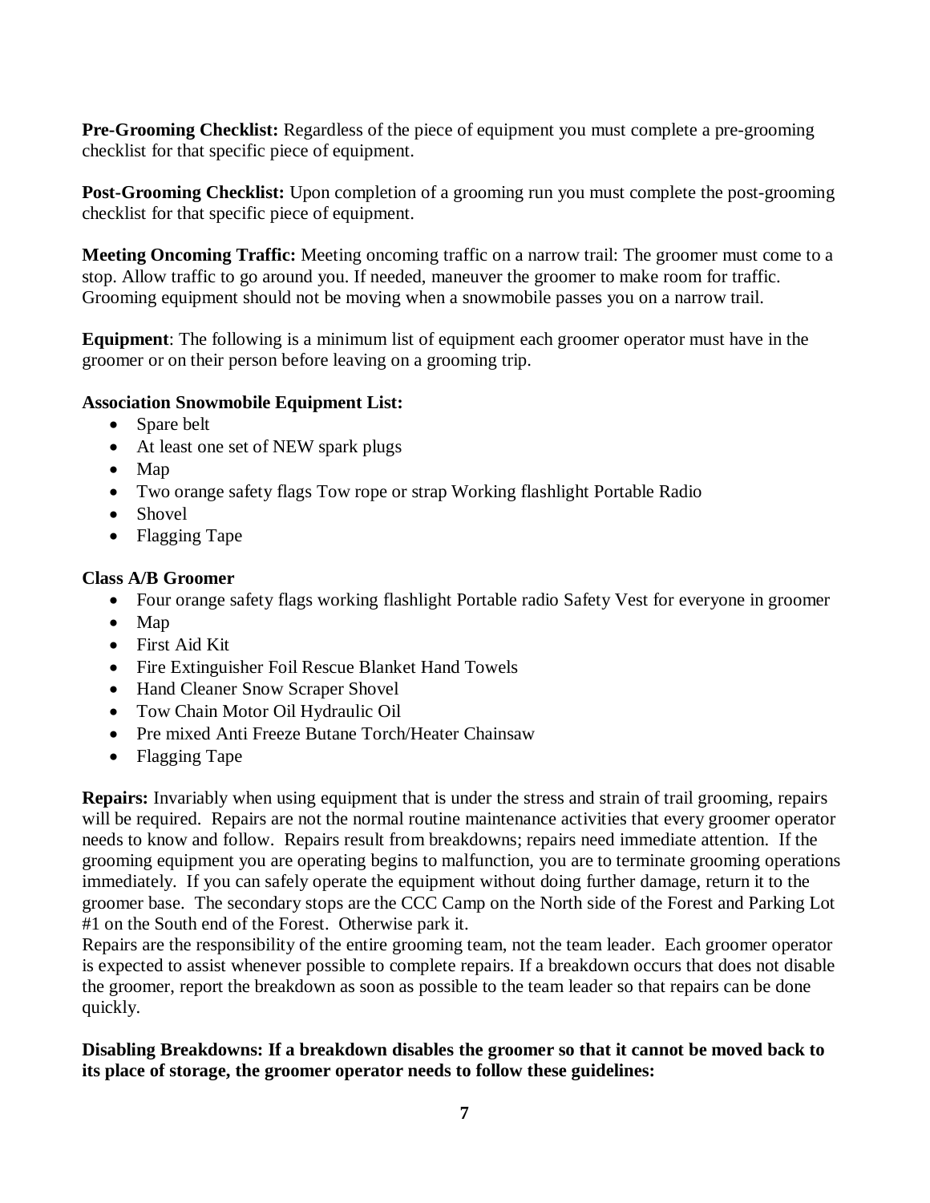**Pre-Grooming Checklist:** Regardless of the piece of equipment you must complete a pre-grooming checklist for that specific piece of equipment.

**Post-Grooming Checklist:** Upon completion of a grooming run you must complete the post-grooming checklist for that specific piece of equipment.

**Meeting Oncoming Traffic:** Meeting oncoming traffic on a narrow trail: The groomer must come to a stop. Allow traffic to go around you. If needed, maneuver the groomer to make room for traffic. Grooming equipment should not be moving when a snowmobile passes you on a narrow trail.

**Equipment**: The following is a minimum list of equipment each groomer operator must have in the groomer or on their person before leaving on a grooming trip.

**Association Snowmobile Equipment List:**

- Spare belt
- At least one set of NEW spark plugs
- Map
- Two orange safety flags Tow rope or strap Working flashlight Portable Radio
- Shovel
- Flagging Tape

**Class A/B Groomer**

- Four orange safety flags working flashlight Portable radio Safety Vest for everyone in groomer
- Map
- First Aid Kit
- Fire Extinguisher Foil Rescue Blanket Hand Towels
- Hand Cleaner Snow Scraper Shovel
- Tow Chain Motor Oil Hydraulic Oil
- Pre mixed Anti Freeze Butane Torch/Heater Chainsaw
- Flagging Tape

**Repairs:** Invariably when using equipment that is under the stress and strain of trail grooming, repairs will be required. Repairs are not the normal routine maintenance activities that every groomer operator needs to know and follow. Repairs result from breakdowns; repairs need immediate attention. If the grooming equipment you are operating begins to malfunction, you are to terminate grooming operations immediately. If you can safely operate the equipment without doing further damage, return it to the groomer base. The secondary stops are the CCC Camp on the North side of the Forest and Parking Lot #1 on the South end of the Forest. Otherwise park it.
Repairs are the responsibility of the entire grooming team, not the team leader. Each groomer operator is expected to assist whenever possible to complete repairs. If a breakdown occurs that does not disable the groomer, report the breakdown as soon as possible to the team leader so that repairs can be done quickly.

**Disabling Breakdowns: If a breakdown disables the groomer so that it cannot be moved back to its place of storage, the groomer operator needs to follow these guidelines:**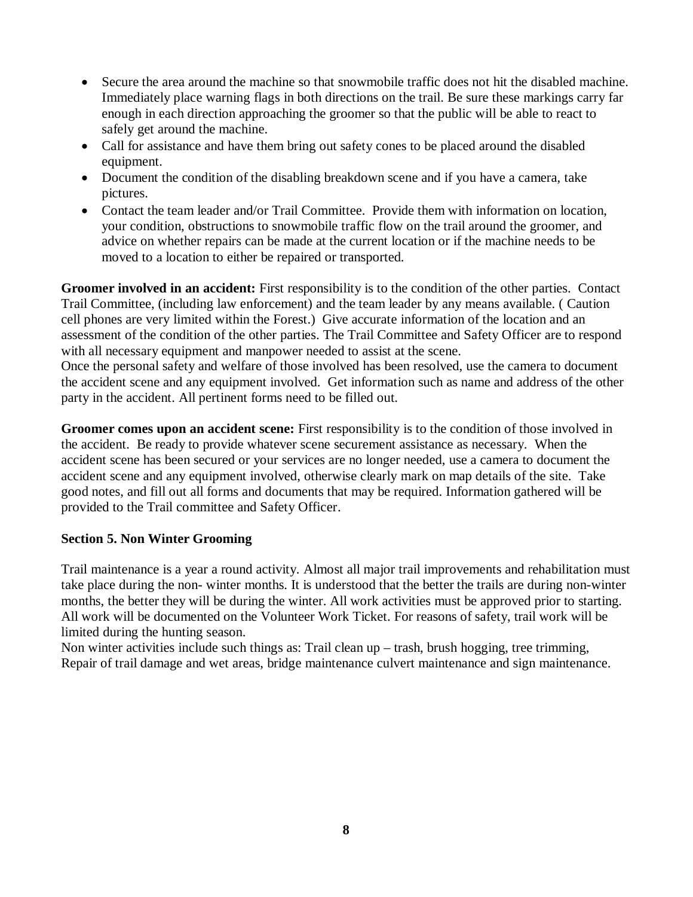- Secure the area around the machine so that snowmobile traffic does not hit the disabled machine. Immediately place warning flags in both directions on the trail. Be sure these markings carry far enough in each direction approaching the groomer so that the public will be able to react to safely get around the machine.
- Call for assistance and have them bring out safety cones to be placed around the disabled equipment.
- Document the condition of the disabling breakdown scene and if you have a camera, take pictures.
- Contact the team leader and/or Trail Committee. Provide them with information on location, your condition, obstructions to snowmobile traffic flow on the trail around the groomer, and advice on whether repairs can be made at the current location or if the machine needs to be moved to a location to either be repaired or transported.

**Groomer involved in an accident:** First responsibility is to the condition of the other parties. Contact Trail Committee, (including law enforcement) and the team leader by any means available. ( Caution cell phones are very limited within the Forest.) Give accurate information of the location and an assessment of the condition of the other parties. The Trail Committee and Safety Officer are to respond with all necessary equipment and manpower needed to assist at the scene.
Once the personal safety and welfare of those involved has been resolved, use the camera to document the accident scene and any equipment involved. Get information such as name and address of the other party in the accident. All pertinent forms need to be filled out.

**Groomer comes upon an accident scene:** First responsibility is to the condition of those involved in the accident. Be ready to provide whatever scene securement assistance as necessary. When the accident scene has been secured or your services are no longer needed, use a camera to document the accident scene and any equipment involved, otherwise clearly mark on map details of the site. Take good notes, and fill out all forms and documents that may be required. Information gathered will be provided to the Trail committee and Safety Officer.

**Section 5. Non Winter Grooming**

Trail maintenance is a year a round activity. Almost all major trail improvements and rehabilitation must take place during the non- winter months. It is understood that the better the trails are during non-winter months, the better they will be during the winter. All work activities must be approved prior to starting. All work will be documented on the Volunteer Work Ticket. For reasons of safety, trail work will be limited during the hunting season.
Non winter activities include such things as: Trail clean up – trash, brush hogging, tree trimming, Repair of trail damage and wet areas, bridge maintenance culvert maintenance and sign maintenance.